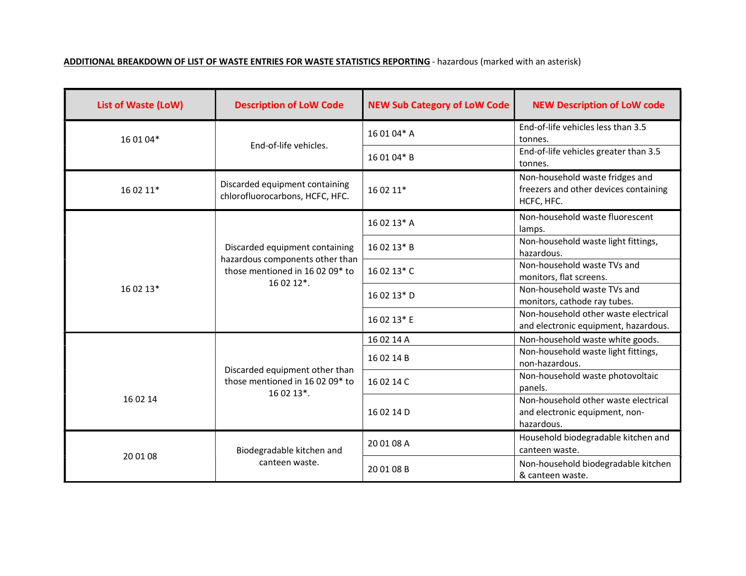**ADDITIONAL BREAKDOWN OF LIST OF WASTE ENTRIES FOR WASTE STATISTICS REPORTING** - hazardous (marked with an asterisk)

| List of Waste (LoW) | Description of LoW Code | NEW Sub Category of LoW Code | NEW Description of LoW code |
|---|---|---|---|
| 16 01 04* | End-of-life vehicles. | 16 01 04* A | End-of-life vehicles less than 3.5 tonnes. |
| | | 16 01 04* B | End-of-life vehicles greater than 3.5 tonnes. |
| 16 02 11* | Discarded equipment containing chlorofluorocarbons, HCFC, HFC. | 16 02 11* | Non-household waste fridges and freezers and other devices containing HCFC, HFC. |
| 16 02 13* | Discarded equipment containing hazardous components other than those mentioned in 16 02 09* to 16 02 12*. | 16 02 13* A | Non-household waste fluorescent lamps. |
| | | 16 02 13* B | Non-household waste light fittings, hazardous. |
| | | 16 02 13* C | Non-household waste TVs and monitors, flat screens. |
| | | 16 02 13* D | Non-household waste TVs and monitors, cathode ray tubes. |
| | | 16 02 13* E | Non-household other waste electrical and electronic equipment, hazardous. |
| 16 02 14 | Discarded equipment other than those mentioned in 16 02 09* to 16 02 13*. | 16 02 14 A | Non-household waste white goods. |
| | | 16 02 14 B | Non-household waste light fittings, non-hazardous. |
| | | 16 02 14 C | Non-household waste photovoltaic panels. |
| | | 16 02 14 D | Non-household other waste electrical and electronic equipment, non-hazardous. |
| 20 01 08 | Biodegradable kitchen and canteen waste. | 20 01 08 A | Household biodegradable kitchen and canteen waste. |
| | | 20 01 08 B | Non-household biodegradable kitchen & canteen waste. |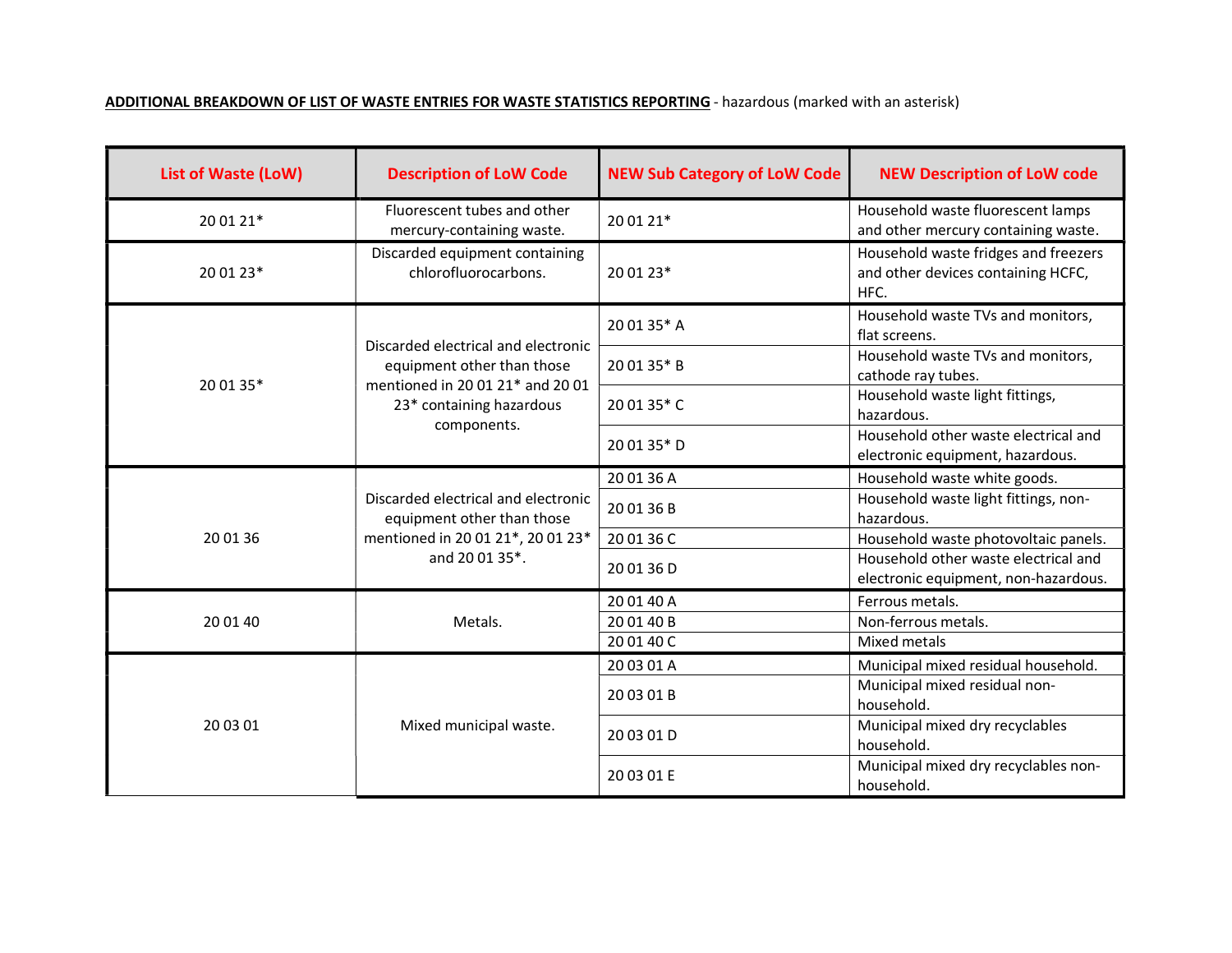**ADDITIONAL BREAKDOWN OF LIST OF WASTE ENTRIES FOR WASTE STATISTICS REPORTING** - hazardous (marked with an asterisk)

| List of Waste (LoW) | Description of LoW Code | NEW Sub Category of LoW Code | NEW Description of LoW code |
|---|---|---|---|
| 20 01 21* | Fluorescent tubes and other mercury-containing waste. | 20 01 21* | Household waste fluorescent lamps and other mercury containing waste. |
| 20 01 23* | Discarded equipment containing chlorofluorocarbons. | 20 01 23* | Household waste fridges and freezers and other devices containing HCFC, HFC. |
| 20 01 35* | Discarded electrical and electronic equipment other than those mentioned in 20 01 21* and 20 01 23* containing hazardous components. | 20 01 35* A | Household waste TVs and monitors, flat screens. |
| | | 20 01 35* B | Household waste TVs and monitors, cathode ray tubes. |
| | | 20 01 35* C | Household waste light fittings, hazardous. |
| | | 20 01 35* D | Household other waste electrical and electronic equipment, hazardous. |
| 20 01 36 | Discarded electrical and electronic equipment other than those mentioned in 20 01 21*, 20 01 23* and 20 01 35*. | 20 01 36 A | Household waste white goods. |
| | | 20 01 36 B | Household waste light fittings, non-hazardous. |
| | | 20 01 36 C | Household waste photovoltaic panels. |
| | | 20 01 36 D | Household other waste electrical and electronic equipment, non-hazardous. |
| 20 01 40 | Metals. | 20 01 40 A | Ferrous metals. |
| | | 20 01 40 B | Non-ferrous metals. |
| | | 20 01 40 C | Mixed metals |
| 20 03 01 | Mixed municipal waste. | 20 03 01 A | Municipal mixed residual household. |
| | | 20 03 01 B | Municipal mixed residual non-household. |
| | | 20 03 01 D | Municipal mixed dry recyclables household. |
| | | 20 03 01 E | Municipal mixed dry recyclables non-household. |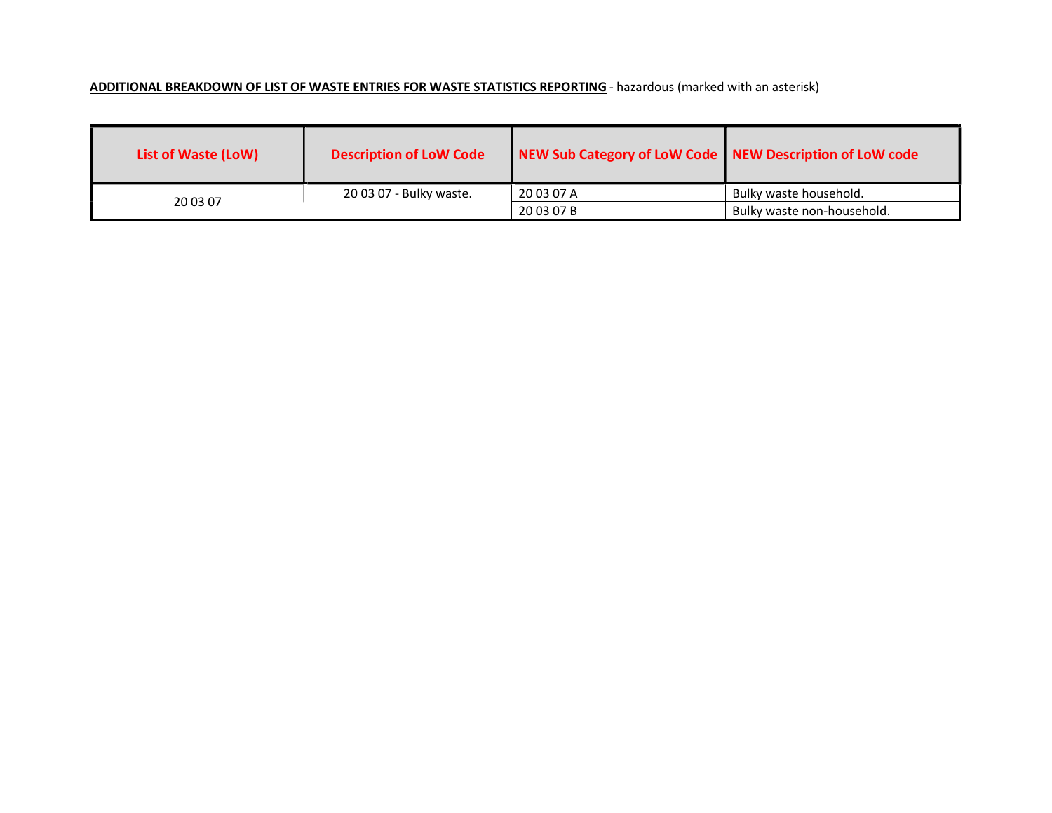**<u>ADDITIONAL BREAKDOWN OF LIST OF WASTE ENTRIES FOR WASTE STATISTICS REPORTING</u>** - hazardous (marked with an asterisk)

| List of Waste (LoW) | Description of LoW Code | NEW Sub Category of LoW Code | NEW Description of LoW code |
|---|---|---|---|
| 20 03 07 | 20 03 07 - Bulky waste. | 20 03 07 A | Bulky waste household. |
| | | 20 03 07 B | Bulky waste non-household. |